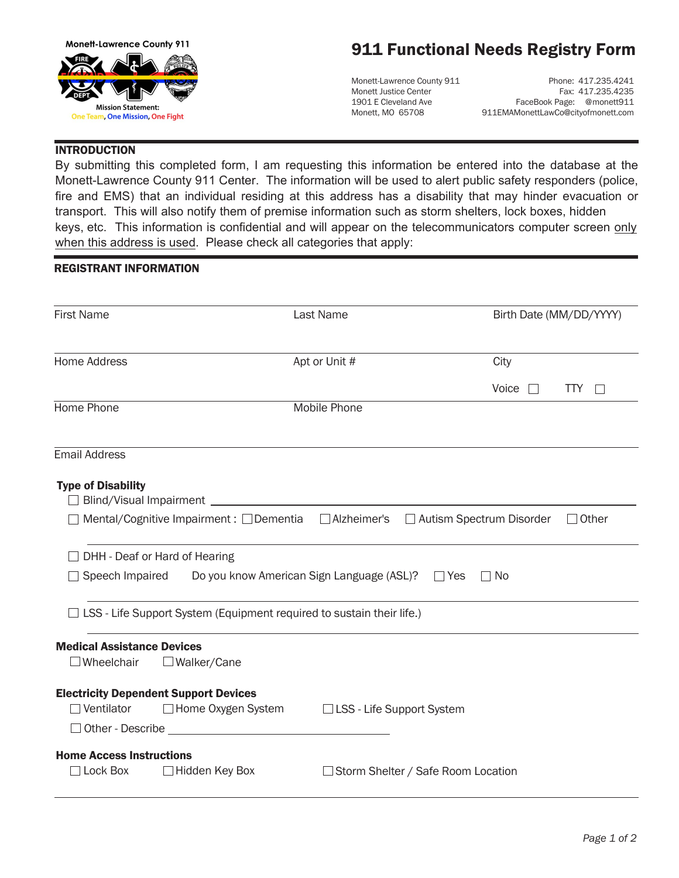Monett-Lawrence County 911

Mission Statement:
One Team, One Mission, One Fight

# 911 Functional Needs Registry Form

Monett-Lawrence County 911
Monett Justice Center
1901 E Cleveland Ave
Monett, MO 65708

Phone: 417.235.4241
Fax: 417.235.4235
FaceBook Page: @monett911
911EMAMonettLawCo@cityofmonett.com

## INTRODUCTION

By submitting this completed form, I am requesting this information be entered into the database at the Monett-Lawrence County 911 Center. The information will be used to alert public safety responders (police, fire and EMS) that an individual residing at this address has a disability that may hinder evacuation or transport. This will also notify them of premise information such as storm shelters, lock boxes, hidden keys, etc. This information is confidential and will appear on the telecommunicators computer screen <u>only when this address is used</u>. Please check all categories that apply:

## REGISTRANT INFORMATION

First Name ______________ Last Name ______________ Birth Date (MM/DD/YYYY) ______________

Home Address ______________ Apt or Unit # ______________ City ______________

Voice ☐ TTY ☐

Home Phone ______________ Mobile Phone ______________

Email Address ______________

### Type of Disability

☐ Blind/Visual Impairment ______________

☐ Mental/Cognitive Impairment : ☐ Dementia ☐ Alzheimer's ☐ Autism Spectrum Disorder ☐ Other

______________

☐ DHH - Deaf or Hard of Hearing

☐ Speech Impaired Do you know American Sign Language (ASL)? ☐ Yes ☐ No

______________

☐ LSS - Life Support System (Equipment required to sustain their life.)

______________

### Medical Assistance Devices

☐ Wheelchair ☐ Walker/Cane

### Electricity Dependent Support Devices

☐ Ventilator ☐ Home Oxygen System ☐ LSS - Life Support System

☐ Other - Describe ______________

### Home Access Instructions

☐ Lock Box ☐ Hidden Key Box ☐ Storm Shelter / Safe Room Location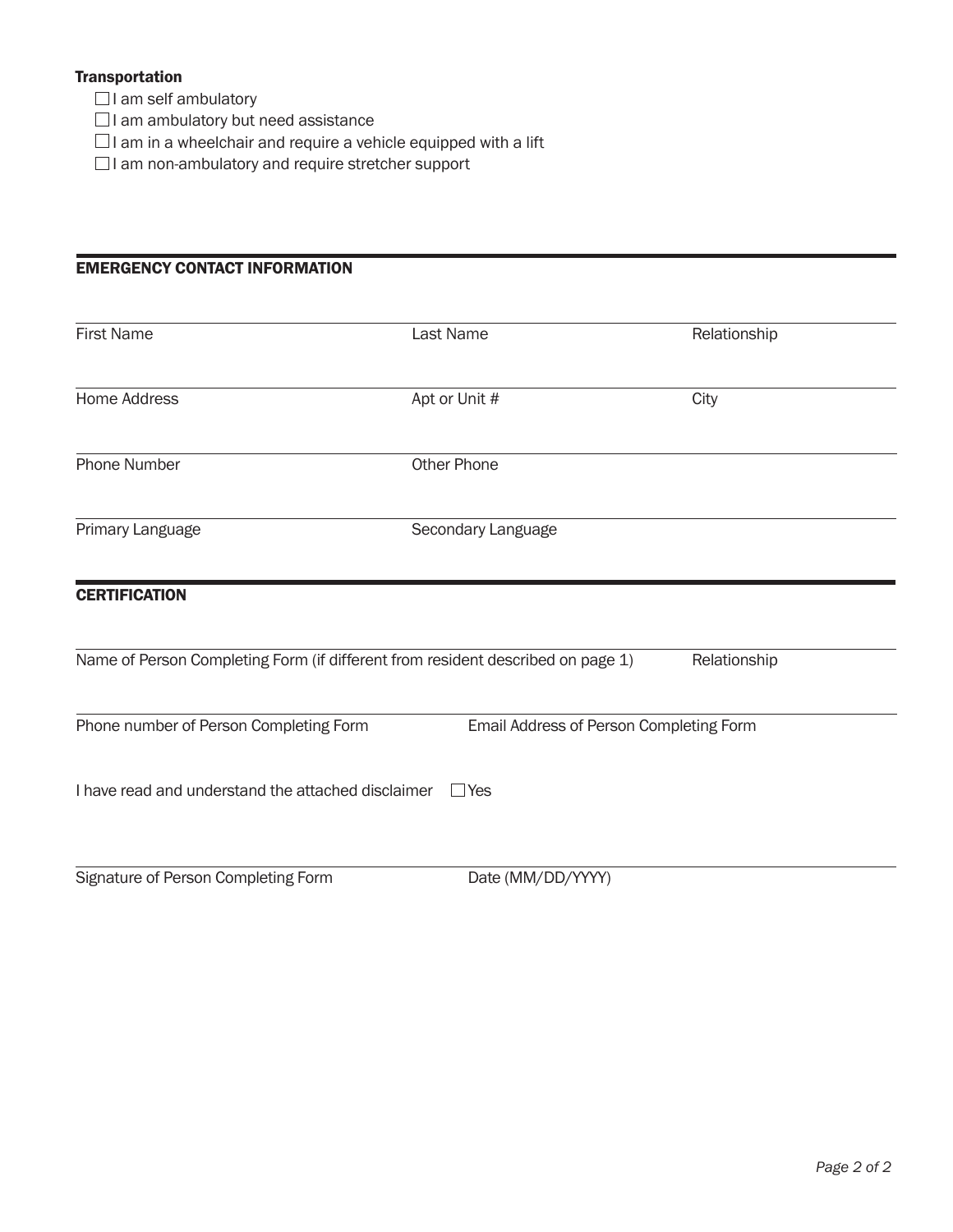**Transportation**

- ☐ I am self ambulatory
- ☐ I am ambulatory but need assistance
- ☐ I am in a wheelchair and require a vehicle equipped with a lift
- ☐ I am non-ambulatory and require stretcher support

## EMERGENCY CONTACT INFORMATION

| First Name | Last Name | Relationship |
|---|---|---|
| | | |

| Home Address | Apt or Unit # | City |
|---|---|---|
| | | |

| Phone Number | Other Phone |
|---|---|
| | |

| Primary Language | Secondary Language |
|---|---|
| | |

## CERTIFICATION

| Name of Person Completing Form (if different from resident described on page 1) | Relationship |
|---|---|
| | |

| Phone number of Person Completing Form | Email Address of Person Completing Form |
|---|---|
| | |

I have read and understand the attached disclaimer ☐ Yes

| Signature of Person Completing Form | Date (MM/DD/YYYY) |
|---|---|
| | |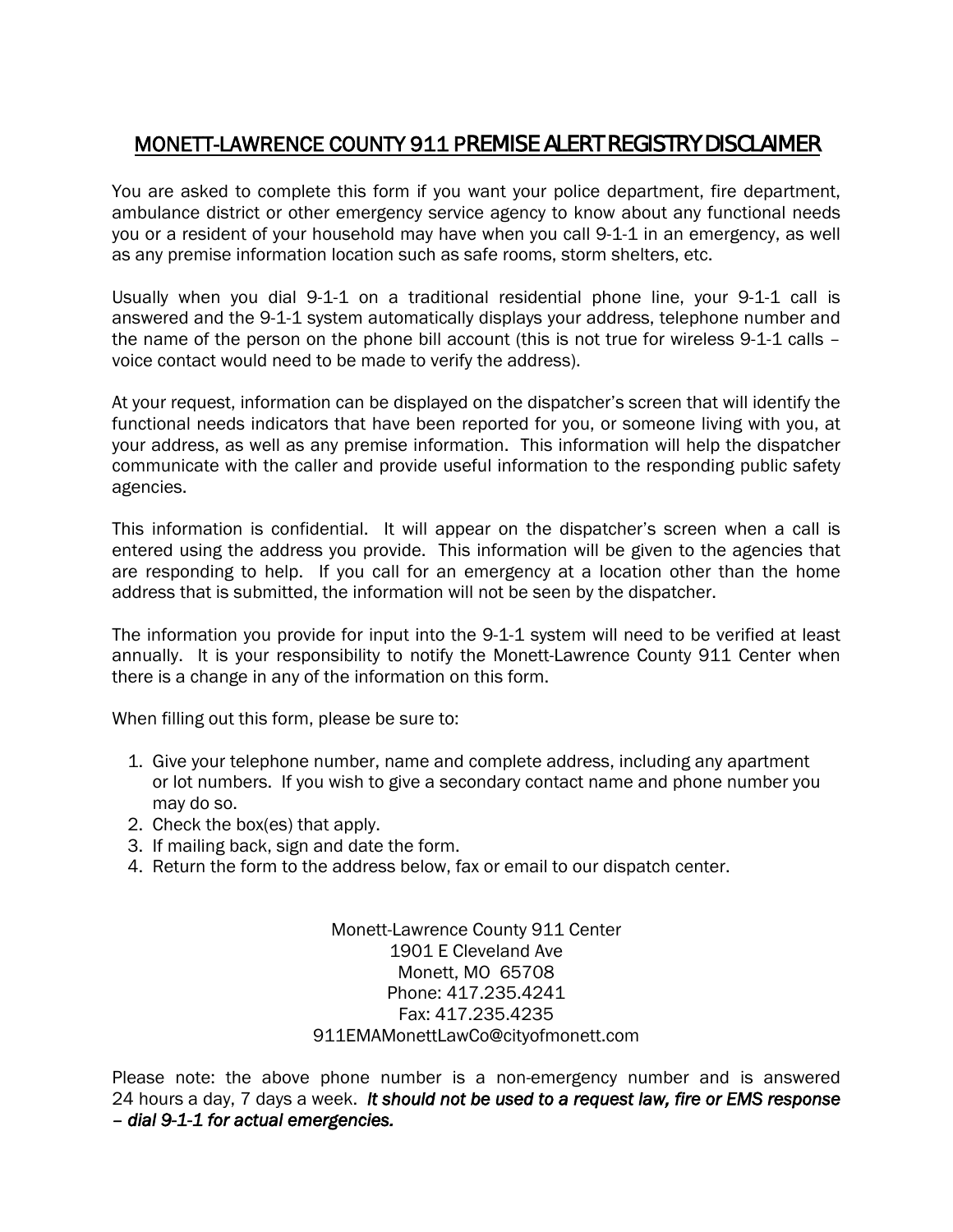# MONETT-LAWRENCE COUNTY 911 PREMISE ALERT REGISTRY DISCLAIMER

You are asked to complete this form if you want your police department, fire department, ambulance district or other emergency service agency to know about any functional needs you or a resident of your household may have when you call 9-1-1 in an emergency, as well as any premise information location such as safe rooms, storm shelters, etc.

Usually when you dial 9-1-1 on a traditional residential phone line, your 9-1-1 call is answered and the 9-1-1 system automatically displays your address, telephone number and the name of the person on the phone bill account (this is not true for wireless 9-1-1 calls – voice contact would need to be made to verify the address).

At your request, information can be displayed on the dispatcher's screen that will identify the functional needs indicators that have been reported for you, or someone living with you, at your address, as well as any premise information. This information will help the dispatcher communicate with the caller and provide useful information to the responding public safety agencies.

This information is confidential. It will appear on the dispatcher's screen when a call is entered using the address you provide. This information will be given to the agencies that are responding to help. If you call for an emergency at a location other than the home address that is submitted, the information will not be seen by the dispatcher.

The information you provide for input into the 9-1-1 system will need to be verified at least annually. It is your responsibility to notify the Monett-Lawrence County 911 Center when there is a change in any of the information on this form.

When filling out this form, please be sure to:

1. Give your telephone number, name and complete address, including any apartment or lot numbers. If you wish to give a secondary contact name and phone number you may do so.
2. Check the box(es) that apply.
3. If mailing back, sign and date the form.
4. Return the form to the address below, fax or email to our dispatch center.

Monett-Lawrence County 911 Center
1901 E Cleveland Ave
Monett, MO 65708
Phone: 417.235.4241
Fax: 417.235.4235
911EMAMonettLawCo@cityofmonett.com

Please note: the above phone number is a non-emergency number and is answered 24 hours a day, 7 days a week. ***It should not be used to a request law, fire or EMS response – dial 9-1-1 for actual emergencies.***